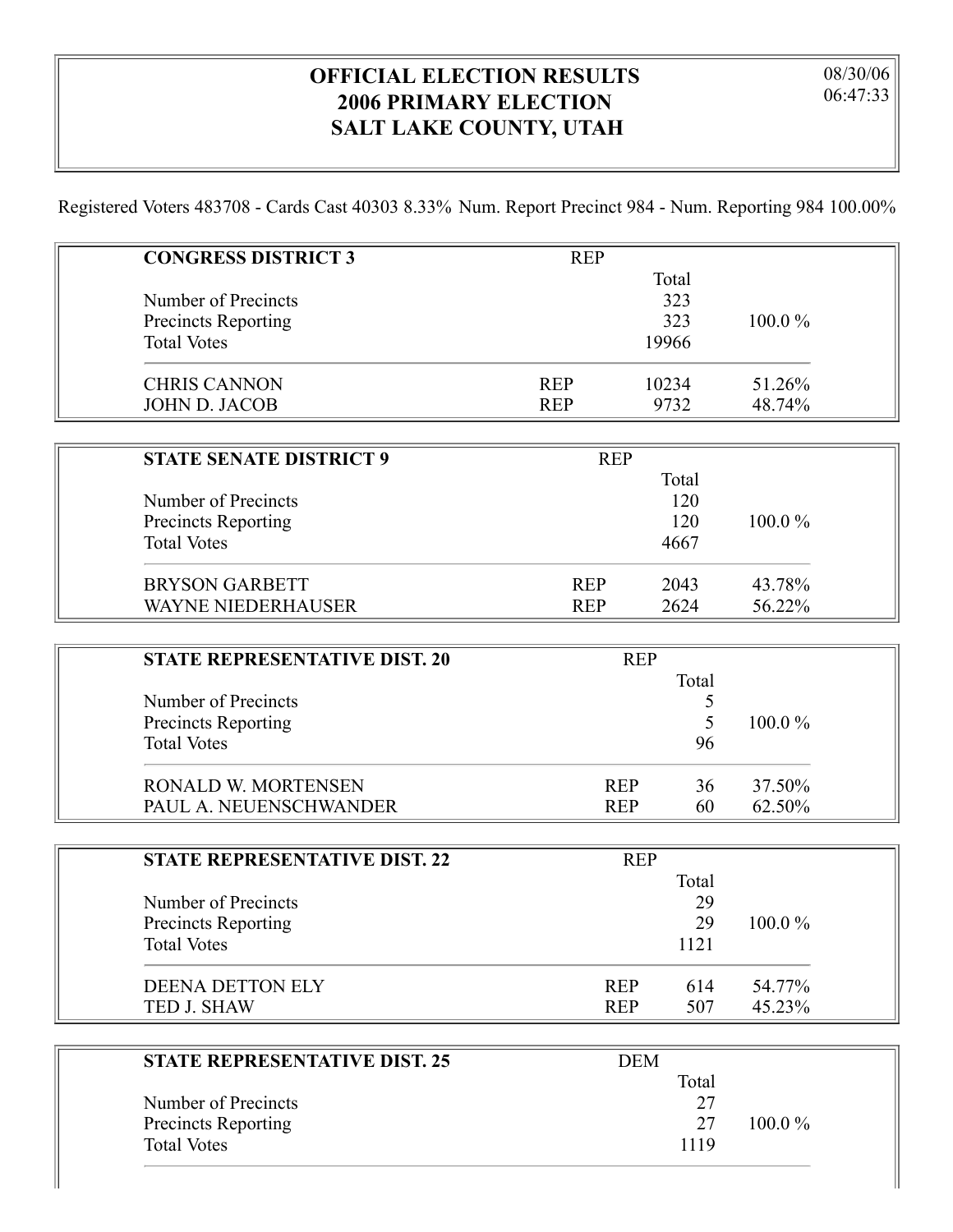# OFFICIAL ELECTION RESULTS
# 2006 PRIMARY ELECTION
# SALT LAKE COUNTY, UTAH

08/30/06
06:47:33

Registered Voters 483708 - Cards Cast 40303 8.33% Num. Report Precinct 984 - Num. Reporting 984 100.00%

| **CONGRESS DISTRICT 3** | REP | | |
|---|---|---|---|
| | | Total | |
| Number of Precincts | | 323 | |
| Precincts Reporting | | 323 | 100.0 % |
| Total Votes | | 19966 | |
| CHRIS CANNON | REP | 10234 | 51.26% |
| JOHN D. JACOB | REP | 9732 | 48.74% |

| **STATE SENATE DISTRICT 9** | REP | | |
|---|---|---|---|
| | | Total | |
| Number of Precincts | | 120 | |
| Precincts Reporting | | 120 | 100.0 % |
| Total Votes | | 4667 | |
| BRYSON GARBETT | REP | 2043 | 43.78% |
| WAYNE NIEDERHAUSER | REP | 2624 | 56.22% |

| **STATE REPRESENTATIVE DIST. 20** | REP | | |
|---|---|---|---|
| | | Total | |
| Number of Precincts | | 5 | |
| Precincts Reporting | | 5 | 100.0 % |
| Total Votes | | 96 | |
| RONALD W. MORTENSEN | REP | 36 | 37.50% |
| PAUL A. NEUENSCHWANDER | REP | 60 | 62.50% |

| **STATE REPRESENTATIVE DIST. 22** | REP | | |
|---|---|---|---|
| | | Total | |
| Number of Precincts | | 29 | |
| Precincts Reporting | | 29 | 100.0 % |
| Total Votes | | 1121 | |
| DEENA DETTON ELY | REP | 614 | 54.77% |
| TED J. SHAW | REP | 507 | 45.23% |

| **STATE REPRESENTATIVE DIST. 25** | DEM | | |
|---|---|---|---|
| | | Total | |
| Number of Precincts | | 27 | |
| Precincts Reporting | | 27 | 100.0 % |
| Total Votes | | 1119 | |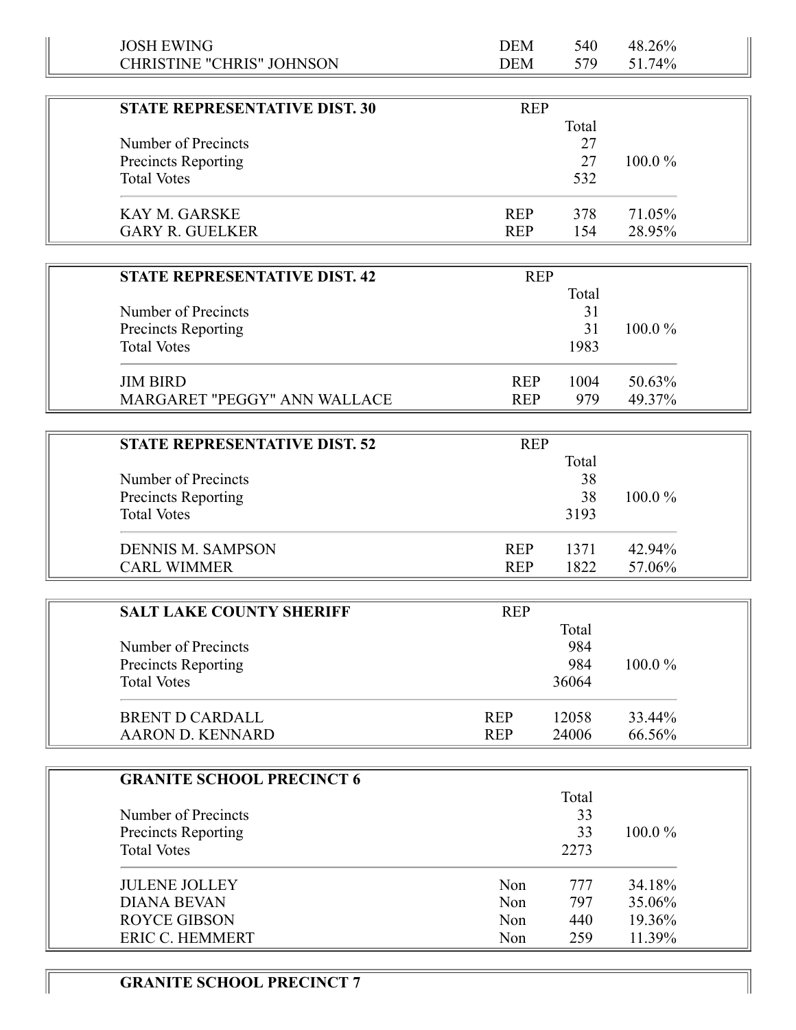| | | | |
|---|---|---|---|
| JOSH EWING | DEM | 540 | 48.26% |
| CHRISTINE "CHRIS" JOHNSON | DEM | 579 | 51.74% |

| STATE REPRESENTATIVE DIST. 30 | REP | | |
|---|---|---|---|
| | | Total | |
| Number of Precincts | | 27 | |
| Precincts Reporting | | 27 | 100.0 % |
| Total Votes | | 532 | |
| KAY M. GARSKE | REP | 378 | 71.05% |
| GARY R. GUELKER | REP | 154 | 28.95% |

| STATE REPRESENTATIVE DIST. 42 | REP | | |
|---|---|---|---|
| | | Total | |
| Number of Precincts | | 31 | |
| Precincts Reporting | | 31 | 100.0 % |
| Total Votes | | 1983 | |
| JIM BIRD | REP | 1004 | 50.63% |
| MARGARET "PEGGY" ANN WALLACE | REP | 979 | 49.37% |

| STATE REPRESENTATIVE DIST. 52 | REP | | |
|---|---|---|---|
| | | Total | |
| Number of Precincts | | 38 | |
| Precincts Reporting | | 38 | 100.0 % |
| Total Votes | | 3193 | |
| DENNIS M. SAMPSON | REP | 1371 | 42.94% |
| CARL WIMMER | REP | 1822 | 57.06% |

| SALT LAKE COUNTY SHERIFF | REP | | |
|---|---|---|---|
| | | Total | |
| Number of Precincts | | 984 | |
| Precincts Reporting | | 984 | 100.0 % |
| Total Votes | | 36064 | |
| BRENT D CARDALL | REP | 12058 | 33.44% |
| AARON D. KENNARD | REP | 24006 | 66.56% |

| GRANITE SCHOOL PRECINCT 6 | | | |
|---|---|---|---|
| | | Total | |
| Number of Precincts | | 33 | |
| Precincts Reporting | | 33 | 100.0 % |
| Total Votes | | 2273 | |
| JULENE JOLLEY | Non | 777 | 34.18% |
| DIANA BEVAN | Non | 797 | 35.06% |
| ROYCE GIBSON | Non | 440 | 19.36% |
| ERIC C. HEMMERT | Non | 259 | 11.39% |

**GRANITE SCHOOL PRECINCT 7**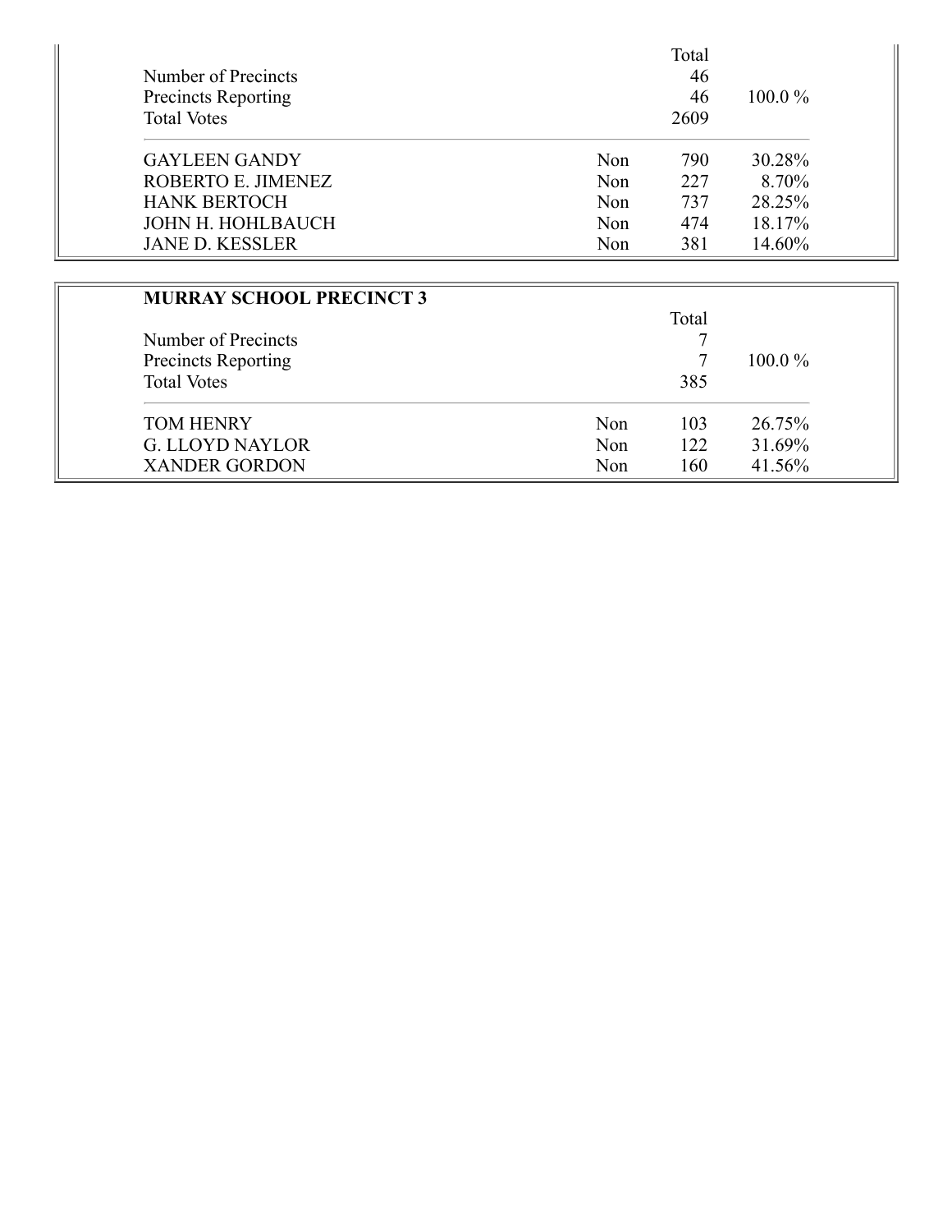| | | Total | |
|---|---|---|---|
| Number of Precincts | | 46 | |
| Precincts Reporting | | 46 | 100.0 % |
| Total Votes | | 2609 | |
| GAYLEEN GANDY | Non | 790 | 30.28% |
| ROBERTO E. JIMENEZ | Non | 227 | 8.70% |
| HANK BERTOCH | Non | 737 | 28.25% |
| JOHN H. HOHLBAUCH | Non | 474 | 18.17% |
| JANE D. KESSLER | Non | 381 | 14.60% |

**MURRAY SCHOOL PRECINCT 3**

| | | Total | |
|---|---|---|---|
| Number of Precincts | | 7 | |
| Precincts Reporting | | 7 | 100.0 % |
| Total Votes | | 385 | |
| TOM HENRY | Non | 103 | 26.75% |
| G. LLOYD NAYLOR | Non | 122 | 31.69% |
| XANDER GORDON | Non | 160 | 41.56% |